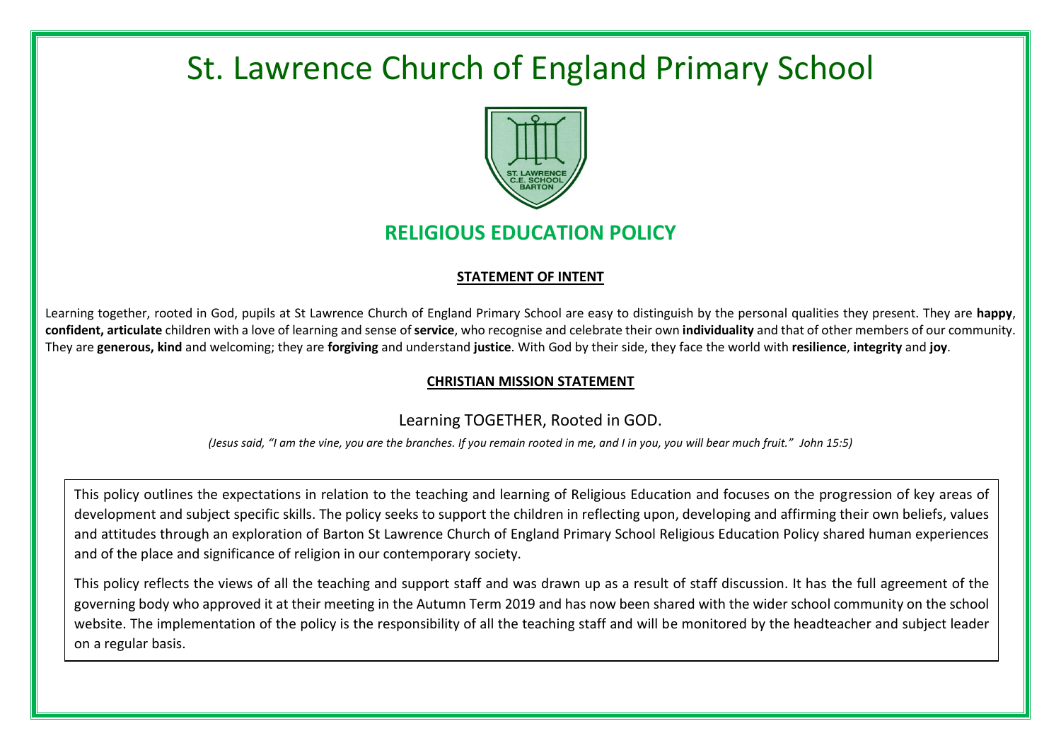# St. Lawrence Church of England Primary School

## RELIGIOUS EDUCATION POLICY

### STATEMENT OF INTENT

Learning together, rooted in God, pupils at St Lawrence Church of England Primary School are easy to distinguish by the personal qualities they present. They are **happy**, **confident, articulate** children with a love of learning and sense of **service**, who recognise and celebrate their own **individuality** and that of other members of our community. They are **generous, kind** and welcoming; they are **forgiving** and understand **justice**. With God by their side, they face the world with **resilience**, **integrity** and **joy**.

### CHRISTIAN MISSION STATEMENT

Learning TOGETHER, Rooted in GOD.

*(Jesus said, "I am the vine, you are the branches. If you remain rooted in me, and I in you, you will bear much fruit." John 15:5)*

This policy outlines the expectations in relation to the teaching and learning of Religious Education and focuses on the progression of key areas of development and subject specific skills. The policy seeks to support the children in reflecting upon, developing and affirming their own beliefs, values and attitudes through an exploration of Barton St Lawrence Church of England Primary School Religious Education Policy shared human experiences and of the place and significance of religion in our contemporary society.

This policy reflects the views of all the teaching and support staff and was drawn up as a result of staff discussion. It has the full agreement of the governing body who approved it at their meeting in the Autumn Term 2019 and has now been shared with the wider school community on the school website. The implementation of the policy is the responsibility of all the teaching staff and will be monitored by the headteacher and subject leader on a regular basis.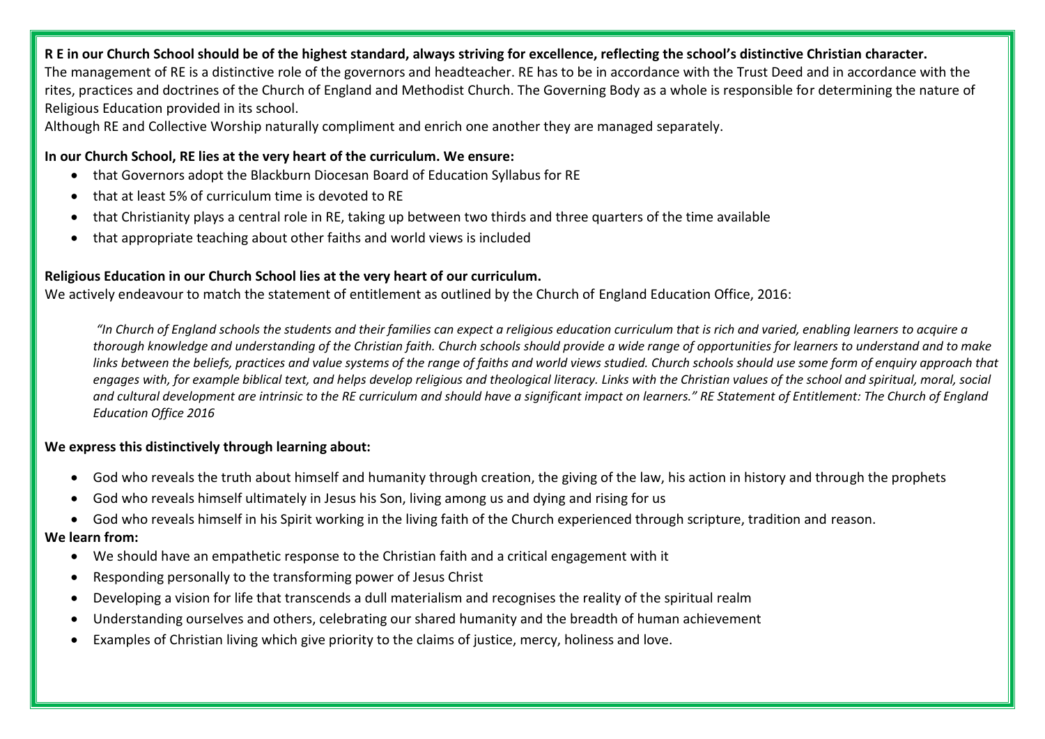**R E in our Church School should be of the highest standard, always striving for excellence, reflecting the school's distinctive Christian character.**

The management of RE is a distinctive role of the governors and headteacher. RE has to be in accordance with the Trust Deed and in accordance with the rites, practices and doctrines of the Church of England and Methodist Church. The Governing Body as a whole is responsible for determining the nature of Religious Education provided in its school.

Although RE and Collective Worship naturally compliment and enrich one another they are managed separately.

**In our Church School, RE lies at the very heart of the curriculum. We ensure:**

- that Governors adopt the Blackburn Diocesan Board of Education Syllabus for RE
- that at least 5% of curriculum time is devoted to RE
- that Christianity plays a central role in RE, taking up between two thirds and three quarters of the time available
- that appropriate teaching about other faiths and world views is included

**Religious Education in our Church School lies at the very heart of our curriculum.**

We actively endeavour to match the statement of entitlement as outlined by the Church of England Education Office, 2016:

> *"In Church of England schools the students and their families can expect a religious education curriculum that is rich and varied, enabling learners to acquire a thorough knowledge and understanding of the Christian faith. Church schools should provide a wide range of opportunities for learners to understand and to make links between the beliefs, practices and value systems of the range of faiths and world views studied. Church schools should use some form of enquiry approach that engages with, for example biblical text, and helps develop religious and theological literacy. Links with the Christian values of the school and spiritual, moral, social and cultural development are intrinsic to the RE curriculum and should have a significant impact on learners." RE Statement of Entitlement: The Church of England Education Office 2016*

**We express this distinctively through learning about:**

- God who reveals the truth about himself and humanity through creation, the giving of the law, his action in history and through the prophets
- God who reveals himself ultimately in Jesus his Son, living among us and dying and rising for us
- God who reveals himself in his Spirit working in the living faith of the Church experienced through scripture, tradition and reason.

**We learn from:**

- We should have an empathetic response to the Christian faith and a critical engagement with it
- Responding personally to the transforming power of Jesus Christ
- Developing a vision for life that transcends a dull materialism and recognises the reality of the spiritual realm
- Understanding ourselves and others, celebrating our shared humanity and the breadth of human achievement
- Examples of Christian living which give priority to the claims of justice, mercy, holiness and love.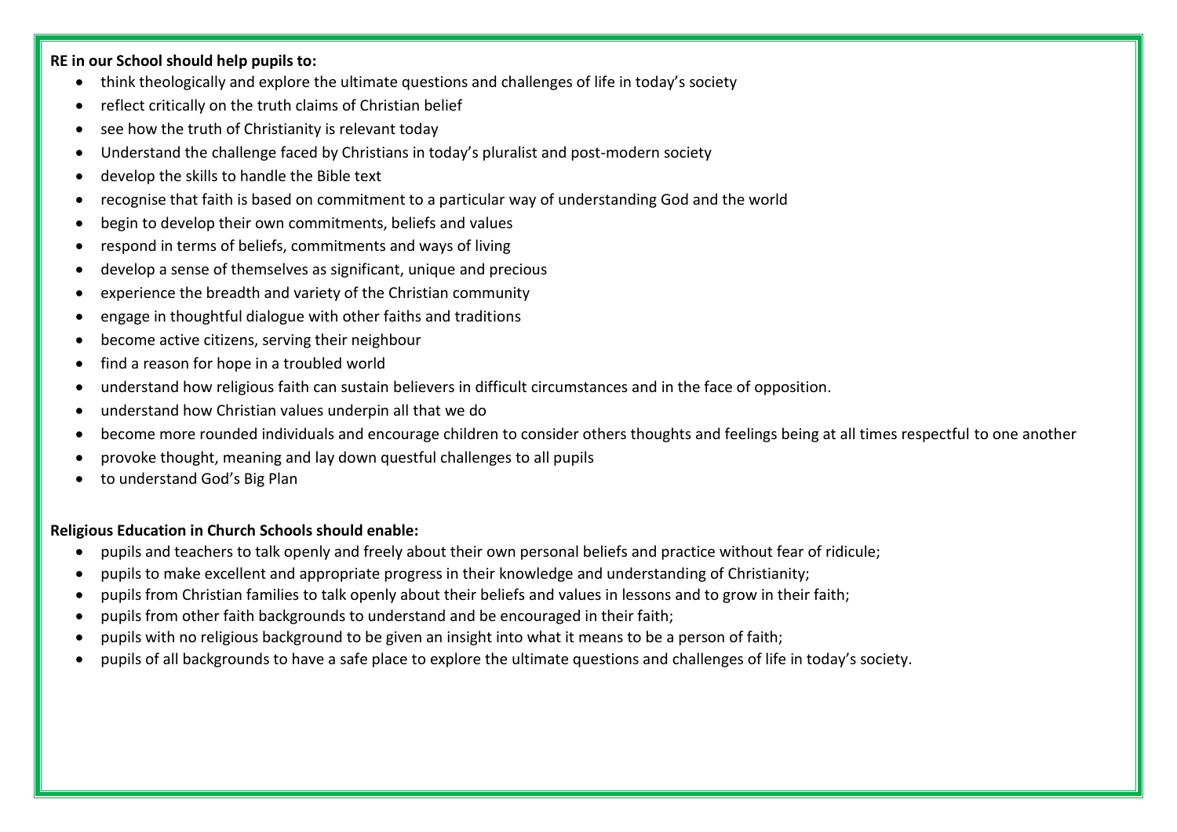**RE in our School should help pupils to:**

- think theologically and explore the ultimate questions and challenges of life in today's society
- reflect critically on the truth claims of Christian belief
- see how the truth of Christianity is relevant today
- Understand the challenge faced by Christians in today's pluralist and post-modern society
- develop the skills to handle the Bible text
- recognise that faith is based on commitment to a particular way of understanding God and the world
- begin to develop their own commitments, beliefs and values
- respond in terms of beliefs, commitments and ways of living
- develop a sense of themselves as significant, unique and precious
- experience the breadth and variety of the Christian community
- engage in thoughtful dialogue with other faiths and traditions
- become active citizens, serving their neighbour
- find a reason for hope in a troubled world
- understand how religious faith can sustain believers in difficult circumstances and in the face of opposition.
- understand how Christian values underpin all that we do
- become more rounded individuals and encourage children to consider others thoughts and feelings being at all times respectful to one another
- provoke thought, meaning and lay down questful challenges to all pupils
- to understand God's Big Plan

**Religious Education in Church Schools should enable:**

- pupils and teachers to talk openly and freely about their own personal beliefs and practice without fear of ridicule;
- pupils to make excellent and appropriate progress in their knowledge and understanding of Christianity;
- pupils from Christian families to talk openly about their beliefs and values in lessons and to grow in their faith;
- pupils from other faith backgrounds to understand and be encouraged in their faith;
- pupils with no religious background to be given an insight into what it means to be a person of faith;
- pupils of all backgrounds to have a safe place to explore the ultimate questions and challenges of life in today's society.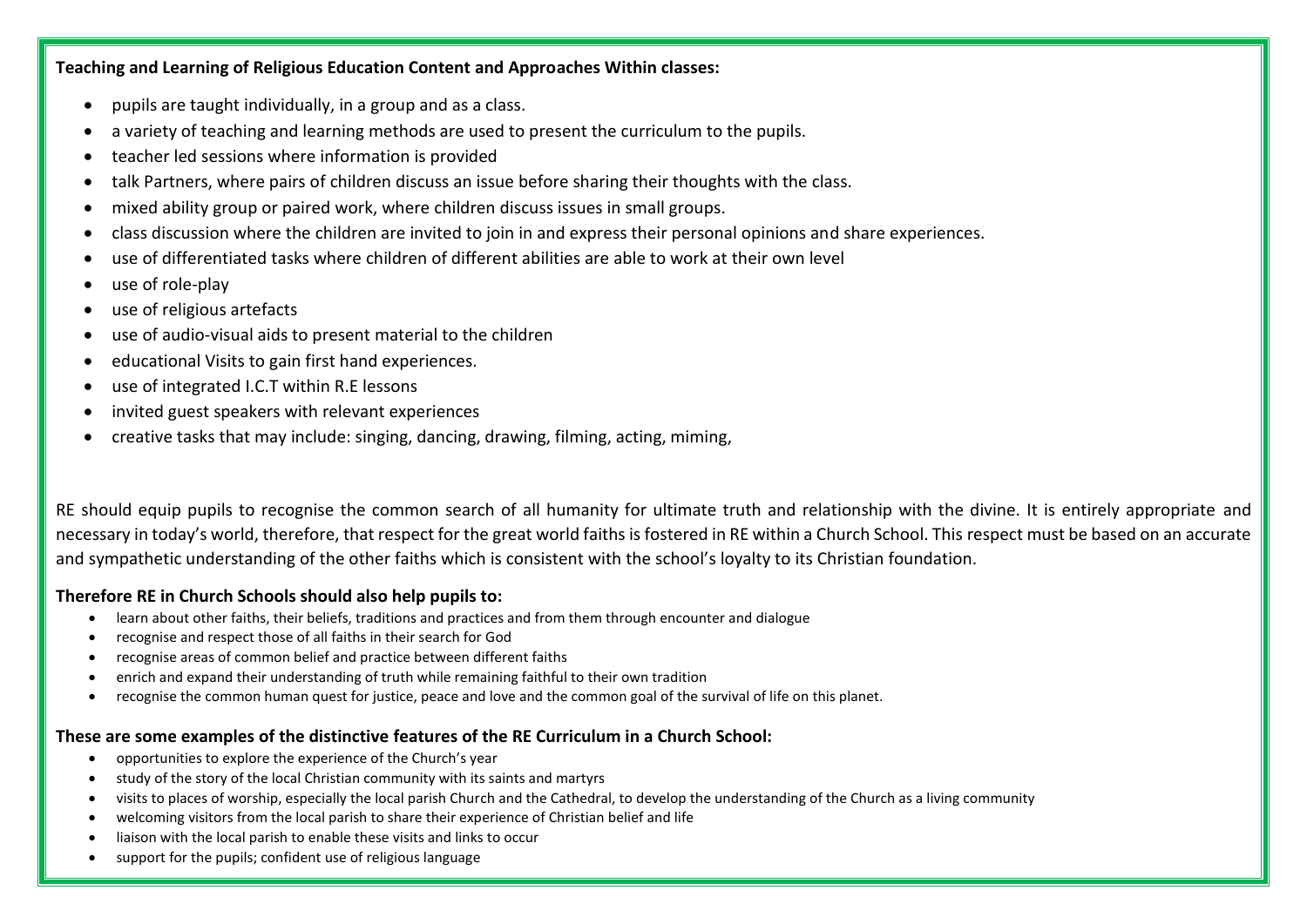**Teaching and Learning of Religious Education Content and Approaches Within classes:**

- pupils are taught individually, in a group and as a class.
- a variety of teaching and learning methods are used to present the curriculum to the pupils.
- teacher led sessions where information is provided
- talk Partners, where pairs of children discuss an issue before sharing their thoughts with the class.
- mixed ability group or paired work, where children discuss issues in small groups.
- class discussion where the children are invited to join in and express their personal opinions and share experiences.
- use of differentiated tasks where children of different abilities are able to work at their own level
- use of role-play
- use of religious artefacts
- use of audio-visual aids to present material to the children
- educational Visits to gain first hand experiences.
- use of integrated I.C.T within R.E lessons
- invited guest speakers with relevant experiences
- creative tasks that may include: singing, dancing, drawing, filming, acting, miming,

RE should equip pupils to recognise the common search of all humanity for ultimate truth and relationship with the divine. It is entirely appropriate and necessary in today's world, therefore, that respect for the great world faiths is fostered in RE within a Church School. This respect must be based on an accurate and sympathetic understanding of the other faiths which is consistent with the school's loyalty to its Christian foundation.

**Therefore RE in Church Schools should also help pupils to:**

- learn about other faiths, their beliefs, traditions and practices and from them through encounter and dialogue
- recognise and respect those of all faiths in their search for God
- recognise areas of common belief and practice between different faiths
- enrich and expand their understanding of truth while remaining faithful to their own tradition
- recognise the common human quest for justice, peace and love and the common goal of the survival of life on this planet.

**These are some examples of the distinctive features of the RE Curriculum in a Church School:**

- opportunities to explore the experience of the Church's year
- study of the story of the local Christian community with its saints and martyrs
- visits to places of worship, especially the local parish Church and the Cathedral, to develop the understanding of the Church as a living community
- welcoming visitors from the local parish to share their experience of Christian belief and life
- liaison with the local parish to enable these visits and links to occur
- support for the pupils; confident use of religious language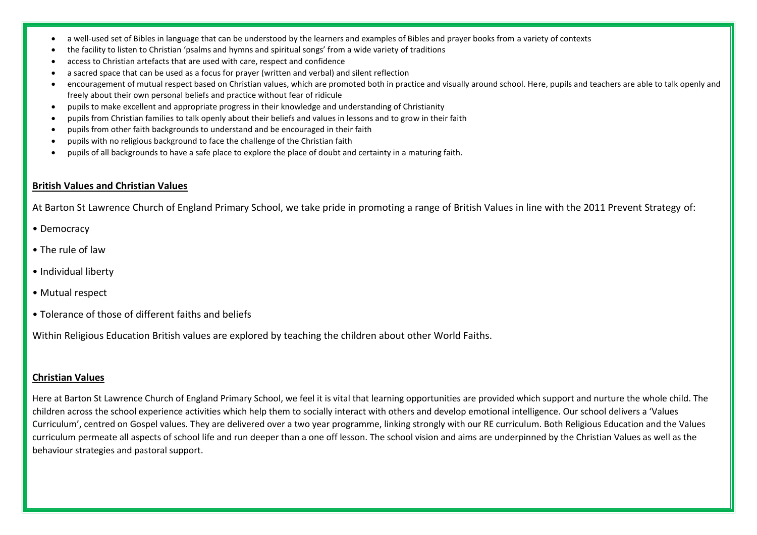- a well-used set of Bibles in language that can be understood by the learners and examples of Bibles and prayer books from a variety of contexts
- the facility to listen to Christian 'psalms and hymns and spiritual songs' from a wide variety of traditions
- access to Christian artefacts that are used with care, respect and confidence
- a sacred space that can be used as a focus for prayer (written and verbal) and silent reflection
- encouragement of mutual respect based on Christian values, which are promoted both in practice and visually around school. Here, pupils and teachers are able to talk openly and freely about their own personal beliefs and practice without fear of ridicule
- pupils to make excellent and appropriate progress in their knowledge and understanding of Christianity
- pupils from Christian families to talk openly about their beliefs and values in lessons and to grow in their faith
- pupils from other faith backgrounds to understand and be encouraged in their faith
- pupils with no religious background to face the challenge of the Christian faith
- pupils of all backgrounds to have a safe place to explore the place of doubt and certainty in a maturing faith.

## British Values and Christian Values

At Barton St Lawrence Church of England Primary School, we take pride in promoting a range of British Values in line with the 2011 Prevent Strategy of:

- Democracy
- The rule of law
- Individual liberty
- Mutual respect
- Tolerance of those of different faiths and beliefs

Within Religious Education British values are explored by teaching the children about other World Faiths.

## Christian Values

Here at Barton St Lawrence Church of England Primary School, we feel it is vital that learning opportunities are provided which support and nurture the whole child. The children across the school experience activities which help them to socially interact with others and develop emotional intelligence. Our school delivers a 'Values Curriculum', centred on Gospel values. They are delivered over a two year programme, linking strongly with our RE curriculum. Both Religious Education and the Values curriculum permeate all aspects of school life and run deeper than a one off lesson. The school vision and aims are underpinned by the Christian Values as well as the behaviour strategies and pastoral support.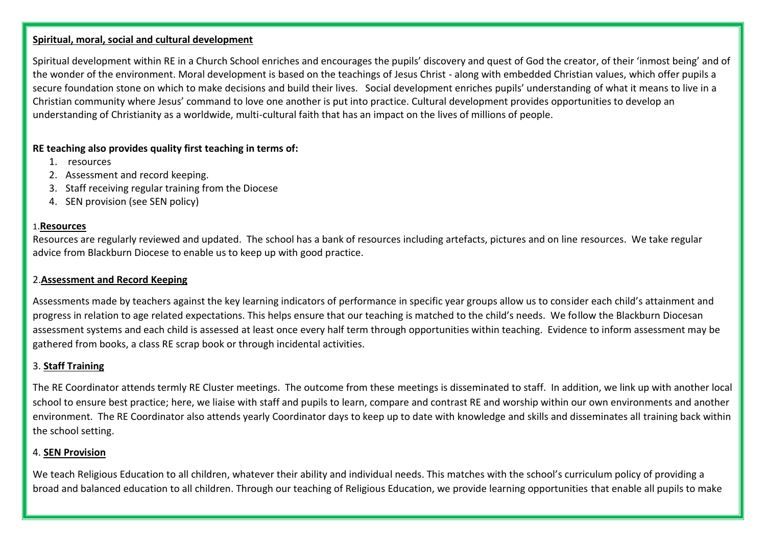**Spiritual, moral, social and cultural development**

Spiritual development within RE in a Church School enriches and encourages the pupils' discovery and quest of God the creator, of their 'inmost being' and of the wonder of the environment. Moral development is based on the teachings of Jesus Christ - along with embedded Christian values, which offer pupils a secure foundation stone on which to make decisions and build their lives. Social development enriches pupils' understanding of what it means to live in a Christian community where Jesus' command to love one another is put into practice. Cultural development provides opportunities to develop an understanding of Christianity as a worldwide, multi-cultural faith that has an impact on the lives of millions of people.

**RE teaching also provides quality first teaching in terms of:**

1. resources
2. Assessment and record keeping.
3. Staff receiving regular training from the Diocese
4. SEN provision (see SEN policy)

1.**Resources**

Resources are regularly reviewed and updated. The school has a bank of resources including artefacts, pictures and on line resources. We take regular advice from Blackburn Diocese to enable us to keep up with good practice.

2.**Assessment and Record Keeping**

Assessments made by teachers against the key learning indicators of performance in specific year groups allow us to consider each child's attainment and progress in relation to age related expectations. This helps ensure that our teaching is matched to the child's needs. We follow the Blackburn Diocesan assessment systems and each child is assessed at least once every half term through opportunities within teaching. Evidence to inform assessment may be gathered from books, a class RE scrap book or through incidental activities.

3. **Staff Training**

The RE Coordinator attends termly RE Cluster meetings. The outcome from these meetings is disseminated to staff. In addition, we link up with another local school to ensure best practice; here, we liaise with staff and pupils to learn, compare and contrast RE and worship within our own environments and another environment. The RE Coordinator also attends yearly Coordinator days to keep up to date with knowledge and skills and disseminates all training back within the school setting.

4. **SEN Provision**

We teach Religious Education to all children, whatever their ability and individual needs. This matches with the school's curriculum policy of providing a broad and balanced education to all children. Through our teaching of Religious Education, we provide learning opportunities that enable all pupils to make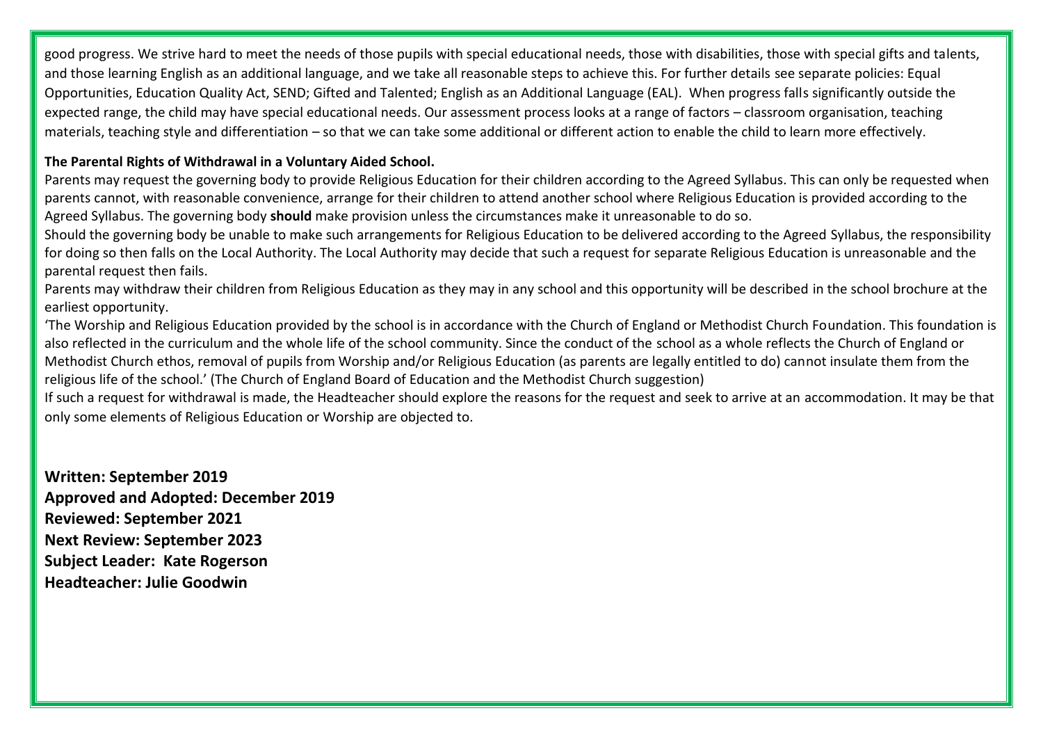good progress. We strive hard to meet the needs of those pupils with special educational needs, those with disabilities, those with special gifts and talents, and those learning English as an additional language, and we take all reasonable steps to achieve this. For further details see separate policies: Equal Opportunities, Education Quality Act, SEND; Gifted and Talented; English as an Additional Language (EAL). When progress falls significantly outside the expected range, the child may have special educational needs. Our assessment process looks at a range of factors – classroom organisation, teaching materials, teaching style and differentiation – so that we can take some additional or different action to enable the child to learn more effectively.

**The Parental Rights of Withdrawal in a Voluntary Aided School.**

Parents may request the governing body to provide Religious Education for their children according to the Agreed Syllabus. This can only be requested when parents cannot, with reasonable convenience, arrange for their children to attend another school where Religious Education is provided according to the Agreed Syllabus. The governing body **should** make provision unless the circumstances make it unreasonable to do so.

Should the governing body be unable to make such arrangements for Religious Education to be delivered according to the Agreed Syllabus, the responsibility for doing so then falls on the Local Authority. The Local Authority may decide that such a request for separate Religious Education is unreasonable and the parental request then fails.

Parents may withdraw their children from Religious Education as they may in any school and this opportunity will be described in the school brochure at the earliest opportunity.

'The Worship and Religious Education provided by the school is in accordance with the Church of England or Methodist Church Foundation. This foundation is also reflected in the curriculum and the whole life of the school community. Since the conduct of the school as a whole reflects the Church of England or Methodist Church ethos, removal of pupils from Worship and/or Religious Education (as parents are legally entitled to do) cannot insulate them from the religious life of the school.' (The Church of England Board of Education and the Methodist Church suggestion)

If such a request for withdrawal is made, the Headteacher should explore the reasons for the request and seek to arrive at an accommodation. It may be that only some elements of Religious Education or Worship are objected to.

**Written: September 2019**
**Approved and Adopted: December 2019**
**Reviewed: September 2021**
**Next Review: September 2023**
**Subject Leader: Kate Rogerson**
**Headteacher: Julie Goodwin**